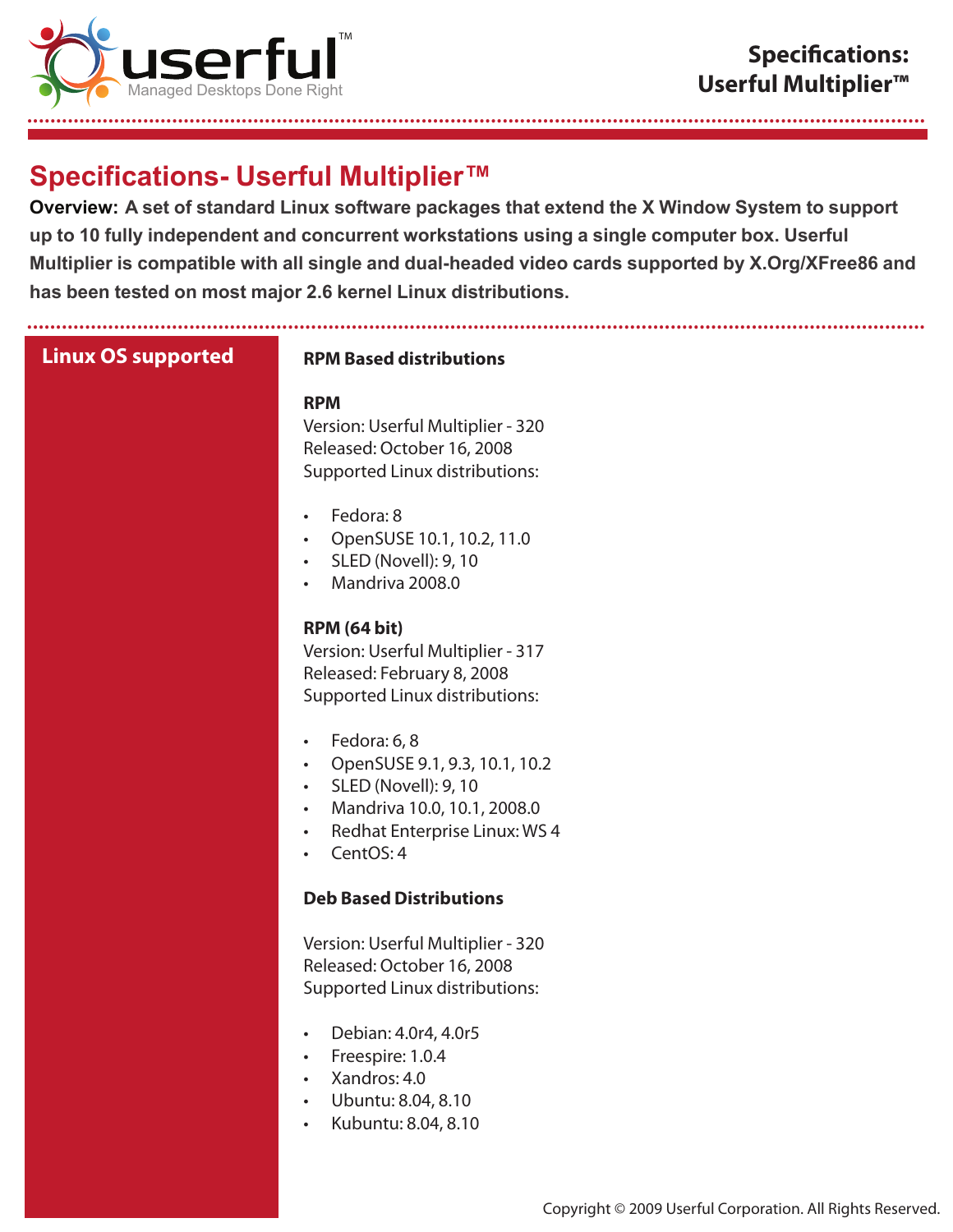# Specifications- Userful Multiplier™

**Overview: A set of standard Linux software packages that extend the X Window System to support up to 10 fully independent and concurrent workstations using a single computer box. Userful Multiplier is compatible with all single and dual-headed video cards supported by X.Org/XFree86 and has been tested on most major 2.6 kernel Linux distributions.**

## Linux OS supported

### RPM Based distributions

**RPM**

Version: Userful Multiplier - 320
Released: October 16, 2008
Supported Linux distributions:

- Fedora: 8
- OpenSUSE 10.1, 10.2, 11.0
- SLED (Novell): 9, 10
- Mandriva 2008.0

**RPM (64 bit)**

Version: Userful Multiplier - 317
Released: February 8, 2008
Supported Linux distributions:

- Fedora: 6, 8
- OpenSUSE 9.1, 9.3, 10.1, 10.2
- SLED (Novell): 9, 10
- Mandriva 10.0, 10.1, 2008.0
- Redhat Enterprise Linux: WS 4
- CentOS: 4

### Deb Based Distributions

Version: Userful Multiplier - 320
Released: October 16, 2008
Supported Linux distributions:

- Debian: 4.0r4, 4.0r5
- Freespire: 1.0.4
- Xandros: 4.0
- Ubuntu: 8.04, 8.10
- Kubuntu: 8.04, 8.10

Copyright © 2009 Userful Corporation. All Rights Reserved.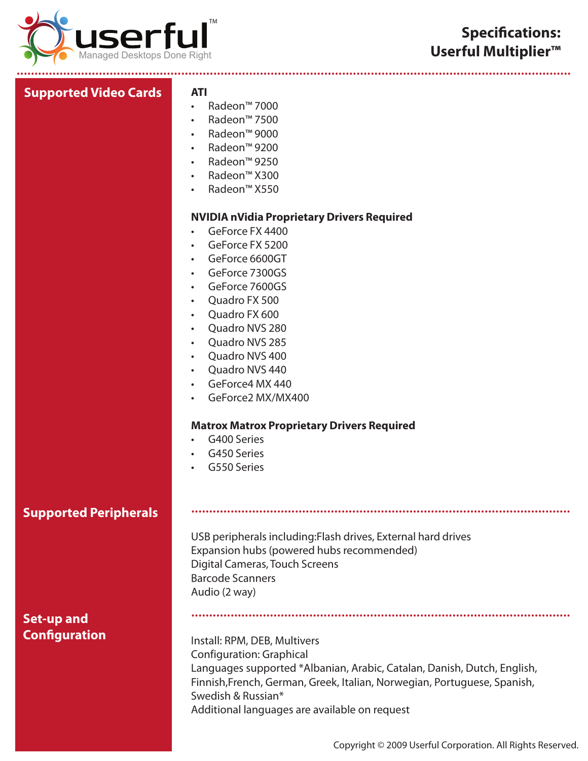# Specifications: Userful Multiplier™

## Supported Video Cards

**ATI**

- Radeon™ 7000
- Radeon™ 7500
- Radeon™ 9000
- Radeon™ 9200
- Radeon™ 9250
- Radeon™ X300
- Radeon™ X550

**NVIDIA nVidia Proprietary Drivers Required**

- GeForce FX 4400
- GeForce FX 5200
- GeForce 6600GT
- GeForce 7300GS
- GeForce 7600GS
- Quadro FX 500
- Quadro FX 600
- Quadro NVS 280
- Quadro NVS 285
- Quadro NVS 400
- Quadro NVS 440
- GeForce4 MX 440
- GeForce2 MX/MX400

**Matrox Matrox Proprietary Drivers Required**

- G400 Series
- G450 Series
- G550 Series

## Supported Peripherals

USB peripherals including:Flash drives, External hard drives
Expansion hubs (powered hubs recommended)
Digital Cameras, Touch Screens
Barcode Scanners
Audio (2 way)

## Set-up and Configuration

Install: RPM, DEB, Multivers
Configuration: Graphical
Languages supported *Albanian, Arabic, Catalan, Danish, Dutch, English, Finnish,French, German, Greek, Italian, Norwegian, Portuguese, Spanish, Swedish & Russian*
Additional languages are available on request

Copyright © 2009 Userful Corporation. All Rights Reserved.